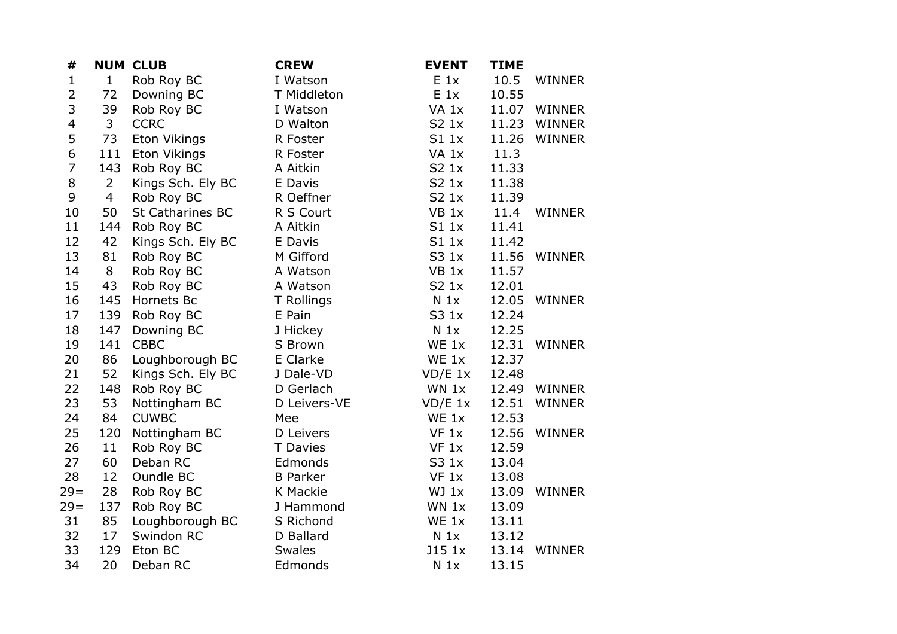| # | NUM | CLUB | CREW | EVENT | TIME | |
|---|---|---|---|---|---|---|
| 1 | 1 | Rob Roy BC | I Watson | E 1x | 10.5 | WINNER |
| 2 | 72 | Downing BC | T Middleton | E 1x | 10.55 | |
| 3 | 39 | Rob Roy BC | I Watson | VA 1x | 11.07 | WINNER |
| 4 | 3 | CCRC | D Walton | S2 1x | 11.23 | WINNER |
| 5 | 73 | Eton Vikings | R Foster | S1 1x | 11.26 | WINNER |
| 6 | 111 | Eton Vikings | R Foster | VA 1x | 11.3 | |
| 7 | 143 | Rob Roy BC | A Aitkin | S2 1x | 11.33 | |
| 8 | 2 | Kings Sch. Ely BC | E Davis | S2 1x | 11.38 | |
| 9 | 4 | Rob Roy BC | R Oeffner | S2 1x | 11.39 | |
| 10 | 50 | St Catharines BC | R S Court | VB 1x | 11.4 | WINNER |
| 11 | 144 | Rob Roy BC | A Aitkin | S1 1x | 11.41 | |
| 12 | 42 | Kings Sch. Ely BC | E Davis | S1 1x | 11.42 | |
| 13 | 81 | Rob Roy BC | M Gifford | S3 1x | 11.56 | WINNER |
| 14 | 8 | Rob Roy BC | A Watson | VB 1x | 11.57 | |
| 15 | 43 | Rob Roy BC | A Watson | S2 1x | 12.01 | |
| 16 | 145 | Hornets Bc | T Rollings | N 1x | 12.05 | WINNER |
| 17 | 139 | Rob Roy BC | E Pain | S3 1x | 12.24 | |
| 18 | 147 | Downing BC | J Hickey | N 1x | 12.25 | |
| 19 | 141 | CBBC | S Brown | WE 1x | 12.31 | WINNER |
| 20 | 86 | Loughborough BC | E Clarke | WE 1x | 12.37 | |
| 21 | 52 | Kings Sch. Ely BC | J Dale-VD | VD/E 1x | 12.48 | |
| 22 | 148 | Rob Roy BC | D Gerlach | WN 1x | 12.49 | WINNER |
| 23 | 53 | Nottingham BC | D Leivers-VE | VD/E 1x | 12.51 | WINNER |
| 24 | 84 | CUWBC | Mee | WE 1x | 12.53 | |
| 25 | 120 | Nottingham BC | D Leivers | VF 1x | 12.56 | WINNER |
| 26 | 11 | Rob Roy BC | T Davies | VF 1x | 12.59 | |
| 27 | 60 | Deban RC | Edmonds | S3 1x | 13.04 | |
| 28 | 12 | Oundle BC | B Parker | VF 1x | 13.08 | |
| 29= | 28 | Rob Roy BC | K Mackie | WJ 1x | 13.09 | WINNER |
| 29= | 137 | Rob Roy BC | J Hammond | WN 1x | 13.09 | |
| 31 | 85 | Loughborough BC | S Richond | WE 1x | 13.11 | |
| 32 | 17 | Swindon RC | D Ballard | N 1x | 13.12 | |
| 33 | 129 | Eton BC | Swales | J15 1x | 13.14 | WINNER |
| 34 | 20 | Deban RC | Edmonds | N 1x | 13.15 | |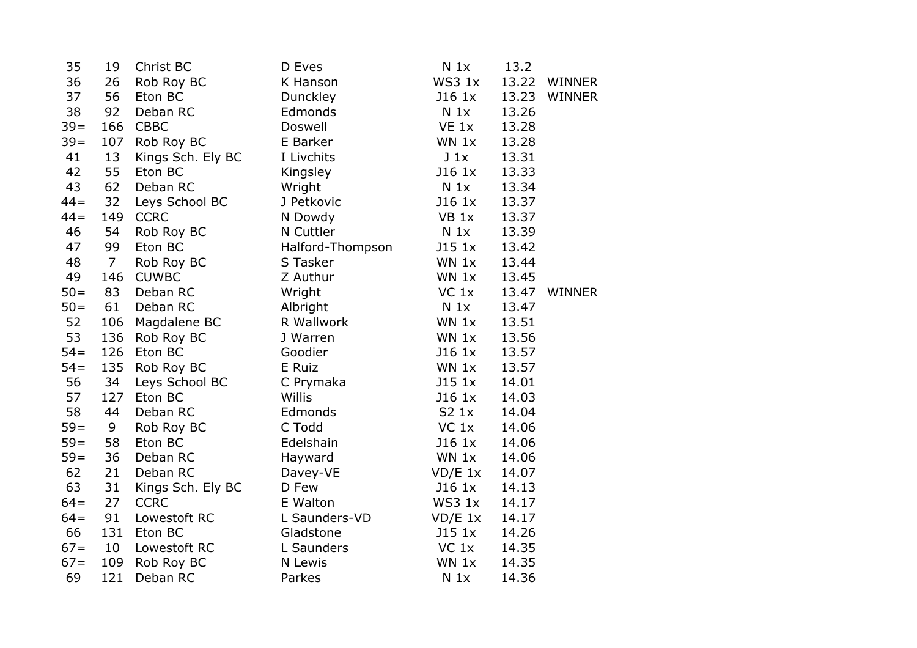| | | | | | | |
|---|---|---|---|---|---|---|
| 35 | 19 | Christ BC | D Eves | N 1x | 13.2 | |
| 36 | 26 | Rob Roy BC | K Hanson | WS3 1x | 13.22 | WINNER |
| 37 | 56 | Eton BC | Dunckley | J16 1x | 13.23 | WINNER |
| 38 | 92 | Deban RC | Edmonds | N 1x | 13.26 | |
| 39= | 166 | CBBC | Doswell | VE 1x | 13.28 | |
| 39= | 107 | Rob Roy BC | E Barker | WN 1x | 13.28 | |
| 41 | 13 | Kings Sch. Ely BC | I Livchits | J 1x | 13.31 | |
| 42 | 55 | Eton BC | Kingsley | J16 1x | 13.33 | |
| 43 | 62 | Deban RC | Wright | N 1x | 13.34 | |
| 44= | 32 | Leys School BC | J Petkovic | J16 1x | 13.37 | |
| 44= | 149 | CCRC | N Dowdy | VB 1x | 13.37 | |
| 46 | 54 | Rob Roy BC | N Cuttler | N 1x | 13.39 | |
| 47 | 99 | Eton BC | Halford-Thompson | J15 1x | 13.42 | |
| 48 | 7 | Rob Roy BC | S Tasker | WN 1x | 13.44 | |
| 49 | 146 | CUWBC | Z Authur | WN 1x | 13.45 | |
| 50= | 83 | Deban RC | Wright | VC 1x | 13.47 | WINNER |
| 50= | 61 | Deban RC | Albright | N 1x | 13.47 | |
| 52 | 106 | Magdalene BC | R Wallwork | WN 1x | 13.51 | |
| 53 | 136 | Rob Roy BC | J Warren | WN 1x | 13.56 | |
| 54= | 126 | Eton BC | Goodier | J16 1x | 13.57 | |
| 54= | 135 | Rob Roy BC | E Ruiz | WN 1x | 13.57 | |
| 56 | 34 | Leys School BC | C Prymaka | J15 1x | 14.01 | |
| 57 | 127 | Eton BC | Willis | J16 1x | 14.03 | |
| 58 | 44 | Deban RC | Edmonds | S2 1x | 14.04 | |
| 59= | 9 | Rob Roy BC | C Todd | VC 1x | 14.06 | |
| 59= | 58 | Eton BC | Edelshain | J16 1x | 14.06 | |
| 59= | 36 | Deban RC | Hayward | WN 1x | 14.06 | |
| 62 | 21 | Deban RC | Davey-VE | VD/E 1x | 14.07 | |
| 63 | 31 | Kings Sch. Ely BC | D Few | J16 1x | 14.13 | |
| 64= | 27 | CCRC | E Walton | WS3 1x | 14.17 | |
| 64= | 91 | Lowestoft RC | L Saunders-VD | VD/E 1x | 14.17 | |
| 66 | 131 | Eton BC | Gladstone | J15 1x | 14.26 | |
| 67= | 10 | Lowestoft RC | L Saunders | VC 1x | 14.35 | |
| 67= | 109 | Rob Roy BC | N Lewis | WN 1x | 14.35 | |
| 69 | 121 | Deban RC | Parkes | N 1x | 14.36 | |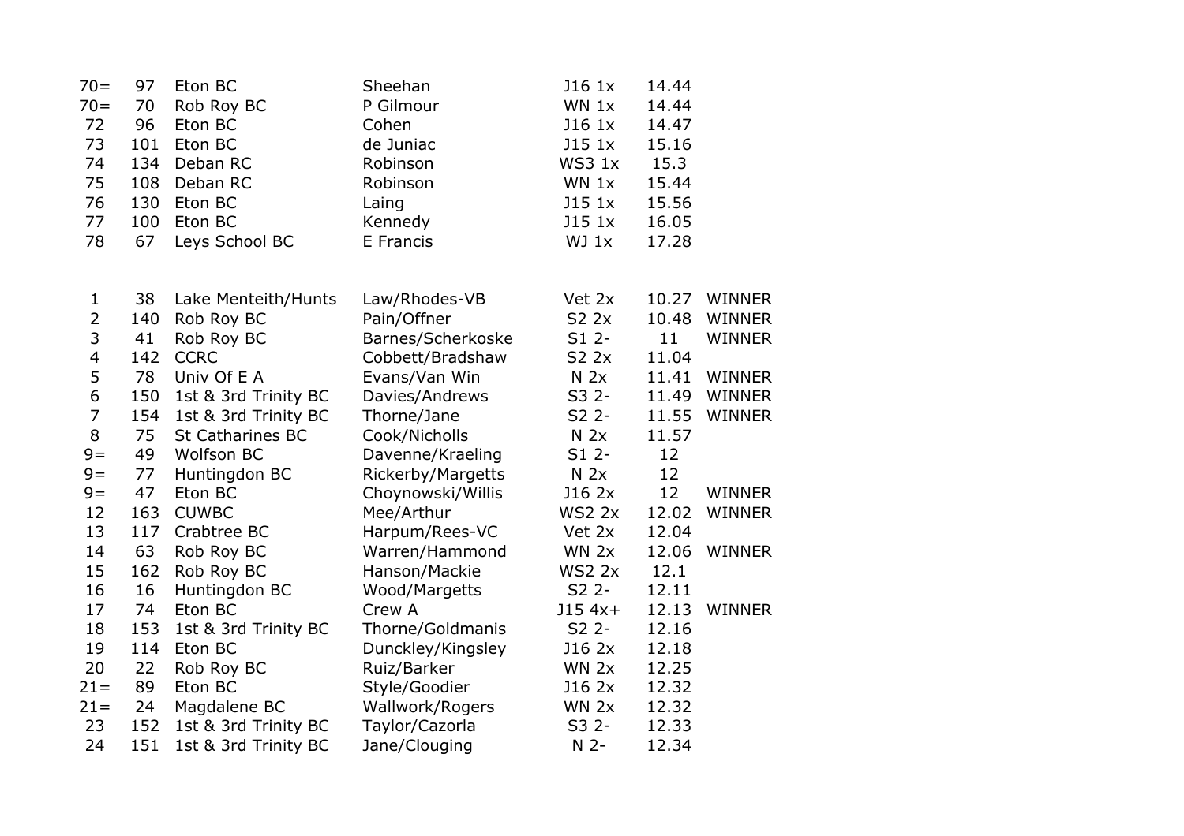| | | | | | | |
|---|---|---|---|---|---|---|
| 70= | 97 | Eton BC | Sheehan | J16 1x | 14.44 | |
| 70= | 70 | Rob Roy BC | P Gilmour | WN 1x | 14.44 | |
| 72 | 96 | Eton BC | Cohen | J16 1x | 14.47 | |
| 73 | 101 | Eton BC | de Juniac | J15 1x | 15.16 | |
| 74 | 134 | Deban RC | Robinson | WS3 1x | 15.3 | |
| 75 | 108 | Deban RC | Robinson | WN 1x | 15.44 | |
| 76 | 130 | Eton BC | Laing | J15 1x | 15.56 | |
| 77 | 100 | Eton BC | Kennedy | J15 1x | 16.05 | |
| 78 | 67 | Leys School BC | E Francis | WJ 1x | 17.28 | |

| | | | | | | |
|---|---|---|---|---|---|---|
| 1 | 38 | Lake Menteith/Hunts | Law/Rhodes-VB | Vet 2x | 10.27 | WINNER |
| 2 | 140 | Rob Roy BC | Pain/Offner | S2 2x | 10.48 | WINNER |
| 3 | 41 | Rob Roy BC | Barnes/Scherkoske | S1 2- | 11 | WINNER |
| 4 | 142 | CCRC | Cobbett/Bradshaw | S2 2x | 11.04 | |
| 5 | 78 | Univ Of E A | Evans/Van Win | N 2x | 11.41 | WINNER |
| 6 | 150 | 1st & 3rd Trinity BC | Davies/Andrews | S3 2- | 11.49 | WINNER |
| 7 | 154 | 1st & 3rd Trinity BC | Thorne/Jane | S2 2- | 11.55 | WINNER |
| 8 | 75 | St Catharines BC | Cook/Nicholls | N 2x | 11.57 | |
| 9= | 49 | Wolfson BC | Davenne/Kraeling | S1 2- | 12 | |
| 9= | 77 | Huntingdon BC | Rickerby/Margetts | N 2x | 12 | |
| 9= | 47 | Eton BC | Choynowski/Willis | J16 2x | 12 | WINNER |
| 12 | 163 | CUWBC | Mee/Arthur | WS2 2x | 12.02 | WINNER |
| 13 | 117 | Crabtree BC | Harpum/Rees-VC | Vet 2x | 12.04 | |
| 14 | 63 | Rob Roy BC | Warren/Hammond | WN 2x | 12.06 | WINNER |
| 15 | 162 | Rob Roy BC | Hanson/Mackie | WS2 2x | 12.1 | |
| 16 | 16 | Huntingdon BC | Wood/Margetts | S2 2- | 12.11 | |
| 17 | 74 | Eton BC | Crew A | J15 4x+ | 12.13 | WINNER |
| 18 | 153 | 1st & 3rd Trinity BC | Thorne/Goldmanis | S2 2- | 12.16 | |
| 19 | 114 | Eton BC | Dunckley/Kingsley | J16 2x | 12.18 | |
| 20 | 22 | Rob Roy BC | Ruiz/Barker | WN 2x | 12.25 | |
| 21= | 89 | Eton BC | Style/Goodier | J16 2x | 12.32 | |
| 21= | 24 | Magdalene BC | Wallwork/Rogers | WN 2x | 12.32 | |
| 23 | 152 | 1st & 3rd Trinity BC | Taylor/Cazorla | S3 2- | 12.33 | |
| 24 | 151 | 1st & 3rd Trinity BC | Jane/Clouging | N 2- | 12.34 | |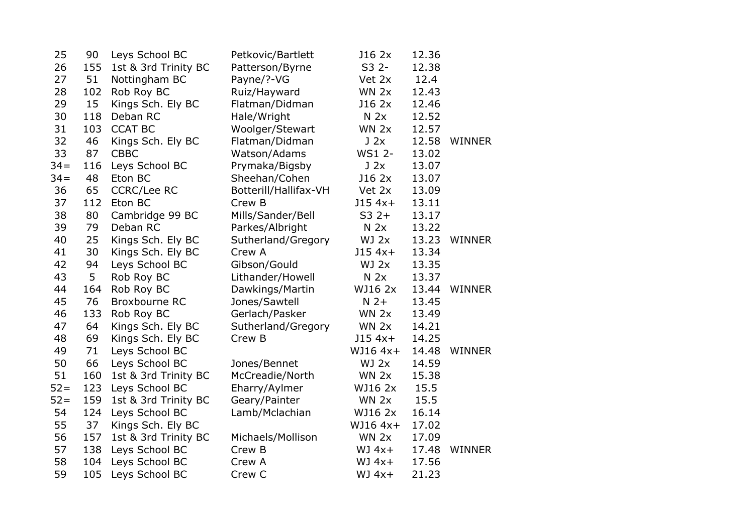| | | | | | | |
|---|---|---|---|---|---|---|
| 25 | 90 | Leys School BC | Petkovic/Bartlett | J16 2x | 12.36 | |
| 26 | 155 | 1st & 3rd Trinity BC | Patterson/Byrne | S3 2- | 12.38 | |
| 27 | 51 | Nottingham BC | Payne/?-VG | Vet 2x | 12.4 | |
| 28 | 102 | Rob Roy BC | Ruiz/Hayward | WN 2x | 12.43 | |
| 29 | 15 | Kings Sch. Ely BC | Flatman/Didman | J16 2x | 12.46 | |
| 30 | 118 | Deban RC | Hale/Wright | N 2x | 12.52 | |
| 31 | 103 | CCAT BC | Woolger/Stewart | WN 2x | 12.57 | |
| 32 | 46 | Kings Sch. Ely BC | Flatman/Didman | J 2x | 12.58 | WINNER |
| 33 | 87 | CBBC | Watson/Adams | WS1 2- | 13.02 | |
| 34= | 116 | Leys School BC | Prymaka/Bigsby | J 2x | 13.07 | |
| 34= | 48 | Eton BC | Sheehan/Cohen | J16 2x | 13.07 | |
| 36 | 65 | CCRC/Lee RC | Botterill/Hallifax-VH | Vet 2x | 13.09 | |
| 37 | 112 | Eton BC | Crew B | J15 4x+ | 13.11 | |
| 38 | 80 | Cambridge 99 BC | Mills/Sander/Bell | S3 2+ | 13.17 | |
| 39 | 79 | Deban RC | Parkes/Albright | N 2x | 13.22 | |
| 40 | 25 | Kings Sch. Ely BC | Sutherland/Gregory | WJ 2x | 13.23 | WINNER |
| 41 | 30 | Kings Sch. Ely BC | Crew A | J15 4x+ | 13.34 | |
| 42 | 94 | Leys School BC | Gibson/Gould | WJ 2x | 13.35 | |
| 43 | 5 | Rob Roy BC | Lithander/Howell | N 2x | 13.37 | |
| 44 | 164 | Rob Roy BC | Dawkings/Martin | WJ16 2x | 13.44 | WINNER |
| 45 | 76 | Broxbourne RC | Jones/Sawtell | N 2+ | 13.45 | |
| 46 | 133 | Rob Roy BC | Gerlach/Pasker | WN 2x | 13.49 | |
| 47 | 64 | Kings Sch. Ely BC | Sutherland/Gregory | WN 2x | 14.21 | |
| 48 | 69 | Kings Sch. Ely BC | Crew B | J15 4x+ | 14.25 | |
| 49 | 71 | Leys School BC | | WJ16 4x+ | 14.48 | WINNER |
| 50 | 66 | Leys School BC | Jones/Bennet | WJ 2x | 14.59 | |
| 51 | 160 | 1st & 3rd Trinity BC | McCreadie/North | WN 2x | 15.38 | |
| 52= | 123 | Leys School BC | Eharry/Aylmer | WJ16 2x | 15.5 | |
| 52= | 159 | 1st & 3rd Trinity BC | Geary/Painter | WN 2x | 15.5 | |
| 54 | 124 | Leys School BC | Lamb/Mclachian | WJ16 2x | 16.14 | |
| 55 | 37 | Kings Sch. Ely BC | | WJ16 4x+ | 17.02 | |
| 56 | 157 | 1st & 3rd Trinity BC | Michaels/Mollison | WN 2x | 17.09 | |
| 57 | 138 | Leys School BC | Crew B | WJ 4x+ | 17.48 | WINNER |
| 58 | 104 | Leys School BC | Crew A | WJ 4x+ | 17.56 | |
| 59 | 105 | Leys School BC | Crew C | WJ 4x+ | 21.23 | |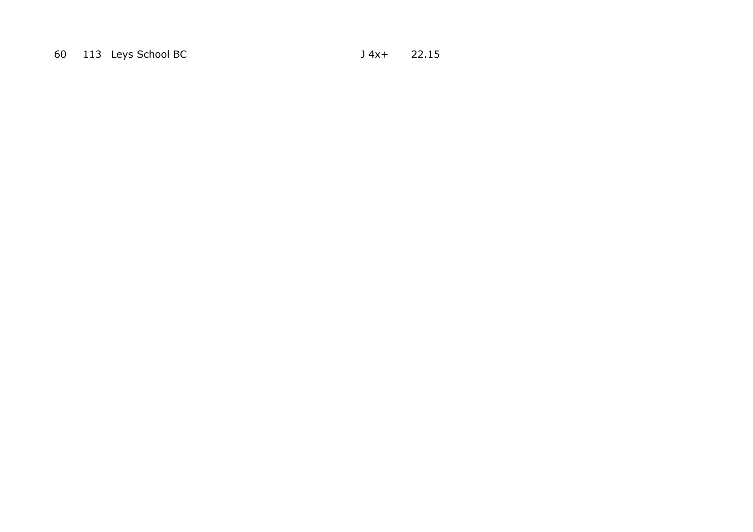| | | | | |
|---|---|---|---|---|
| 60 | 113 | Leys School BC | J 4x+ | 22.15 |